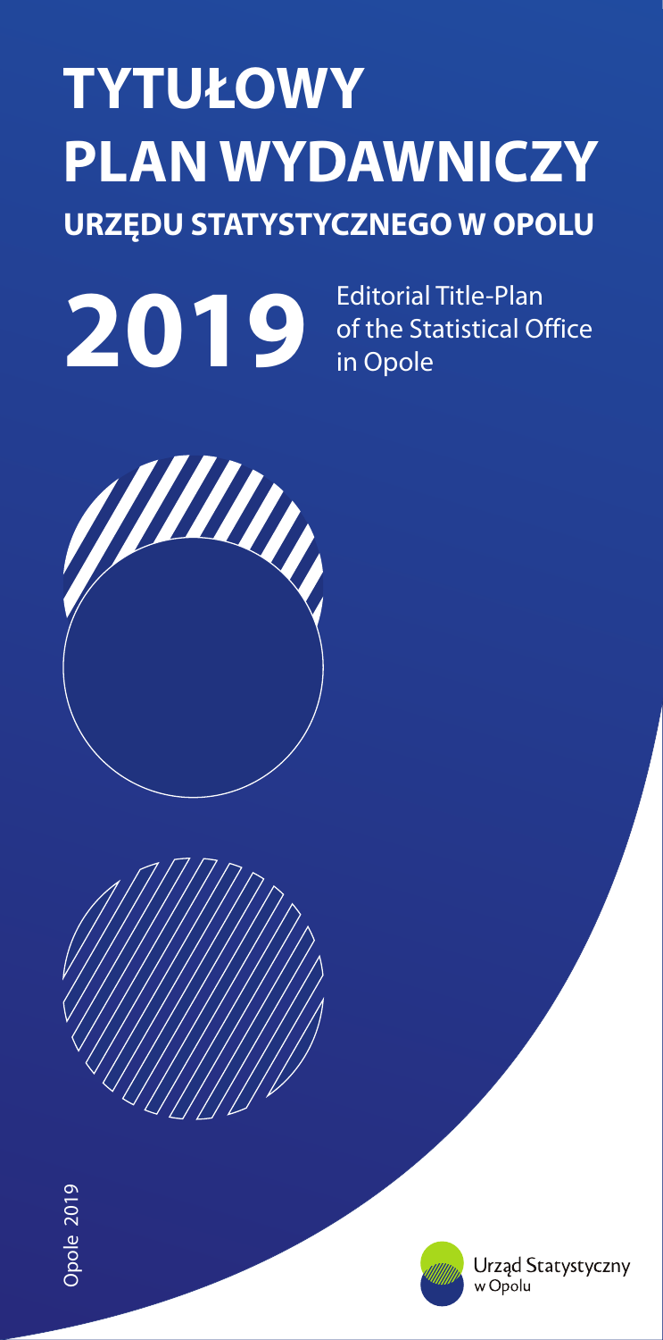# TYTUŁOWY PLAN WYDAWNICZY

## URZĘDU STATYSTYCZNEGO W OPOLU

**2019**

Editorial Title-Plan of the Statistical Office in Opole

Opole 2019

Urząd Statystyczny w Opolu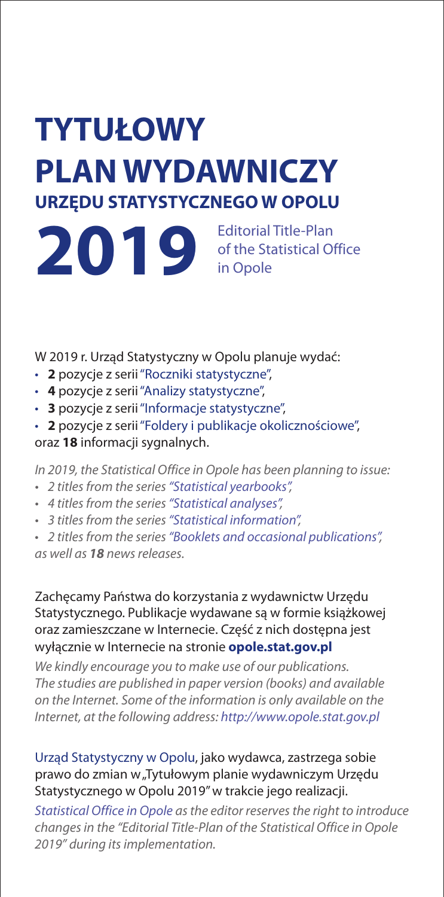# TYTUŁOWY PLAN WYDAWNICZY

## URZĘDU STATYSTYCZNEGO W OPOLU

# 2019

Editorial Title-Plan of the Statistical Office in Opole

W 2019 r. Urząd Statystyczny w Opolu planuje wydać:

- **2** pozycje z serii "Roczniki statystyczne",
- **4** pozycje z serii "Analizy statystyczne",
- **3** pozycje z serii "Informacje statystyczne",
- **2** pozycje z serii "Foldery i publikacje okolicznościowe",

oraz **18** informacji sygnalnych.

*In 2019, the Statistical Office in Opole has been planning to issue:*

- *2 titles from the series "Statistical yearbooks",*
- *4 titles from the series "Statistical analyses",*
- *3 titles from the series "Statistical information",*
- *2 titles from the series "Booklets and occasional publications",*

*as well as **18** news releases.*

Zachęcamy Państwa do korzystania z wydawnictw Urzędu Statystycznego. Publikacje wydawane są w formie książkowej oraz zamieszczane w Internecie. Część z nich dostępna jest wyłącznie w Internecie na stronie **opole.stat.gov.pl**

*We kindly encourage you to make use of our publications. The studies are published in paper version (books) and available on the Internet. Some of the information is only available on the Internet, at the following address: http://www.opole.stat.gov.pl*

Urząd Statystyczny w Opolu, jako wydawca, zastrzega sobie prawo do zmian w „Tytułowym planie wydawniczym Urzędu Statystycznego w Opolu 2019" w trakcie jego realizacji.

*Statistical Office in Opole as the editor reserves the right to introduce changes in the "Editorial Title-Plan of the Statistical Office in Opole 2019" during its implementation.*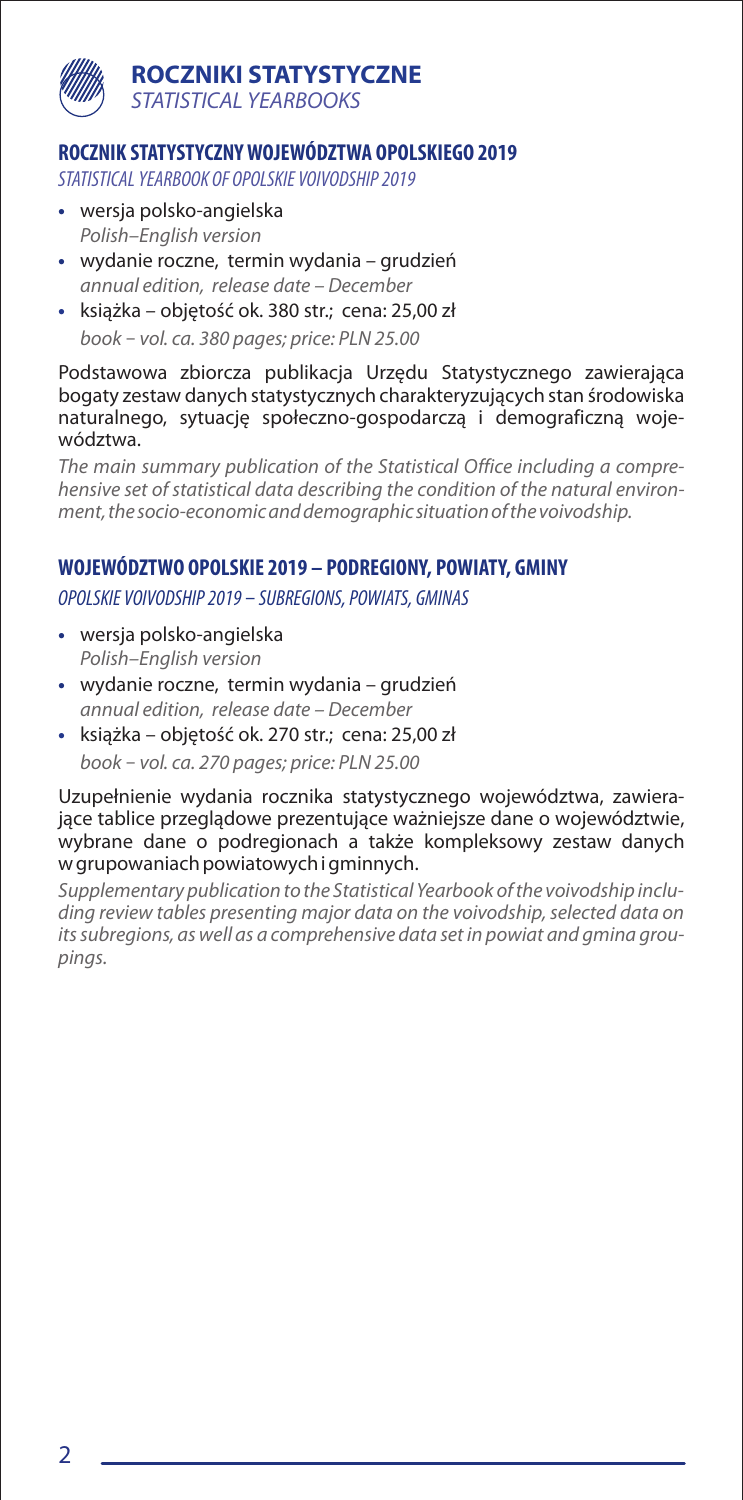# ROCZNIKI STATYSTYCZNE
*STATISTICAL YEARBOOKS*

## ROCZNIK STATYSTYCZNY WOJEWÓDZTWA OPOLSKIEGO 2019
*STATISTICAL YEARBOOK OF OPOLSKIE VOIVODSHIP 2019*

- wersja polsko-angielska
  *Polish–English version*
- wydanie roczne, termin wydania – grudzień
  *annual edition, release date – December*
- książka – objętość ok. 380 str.; cena: 25,00 zł
  *book – vol. ca. 380 pages; price: PLN 25.00*

Podstawowa zbiorcza publikacja Urzędu Statystycznego zawierająca bogaty zestaw danych statystycznych charakteryzujących stan środowiska naturalnego, sytuację społeczno-gospodarczą i demograficzną województwa.

*The main summary publication of the Statistical Office including a comprehensive set of statistical data describing the condition of the natural environment, the socio-economic and demographic situation of the voivodship.*

## WOJEWÓDZTWO OPOLSKIE 2019 – PODREGIONY, POWIATY, GMINY
*OPOLSKIE VOIVODSHIP 2019 – SUBREGIONS, POWIATS, GMINAS*

- wersja polsko-angielska
  *Polish–English version*
- wydanie roczne, termin wydania – grudzień
  *annual edition, release date – December*
- książka – objętość ok. 270 str.; cena: 25,00 zł
  *book – vol. ca. 270 pages; price: PLN 25.00*

Uzupełnienie wydania rocznika statystycznego województwa, zawierające tablice przeglądowe prezentujące ważniejsze dane o województwie, wybrane dane o podregionach a także kompleksowy zestaw danych w grupowaniach powiatowych i gminnych.

*Supplementary publication to the Statistical Yearbook of the voivodship including review tables presenting major data on the voivodship, selected data on its subregions, as well as a comprehensive data set in powiat and gmina groupings.*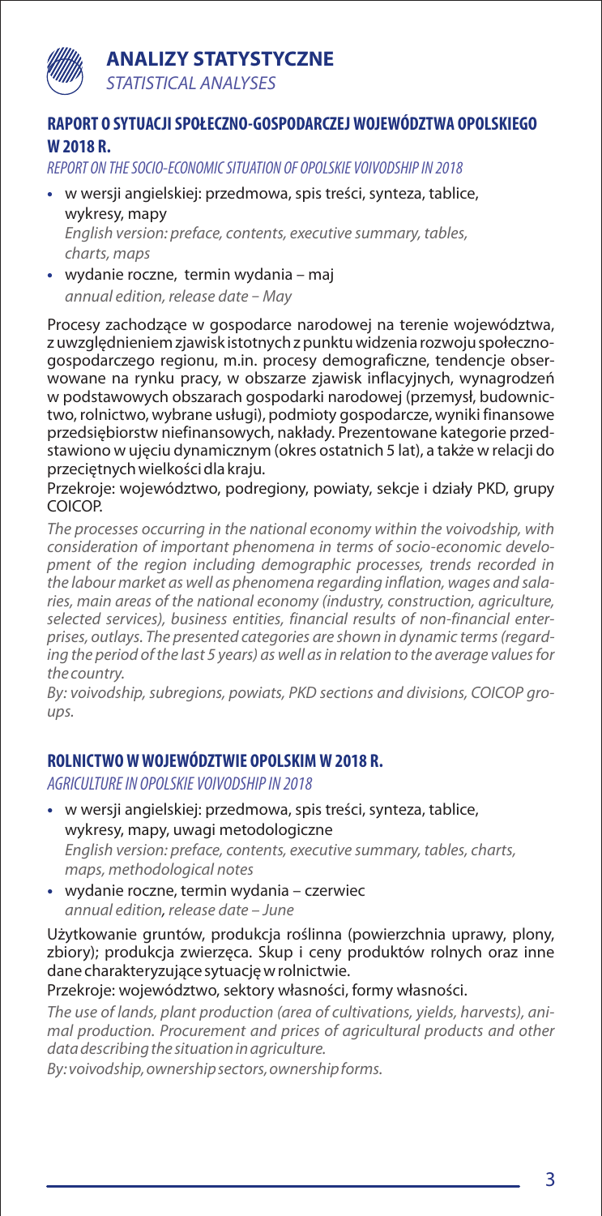# ANALIZY STATYSTYCZNE

*STATISTICAL ANALYSES*

## RAPORT O SYTUACJI SPOŁECZNO-GOSPODARCZEJ WOJEWÓDZTWA OPOLSKIEGO W 2018 R.

*REPORT ON THE SOCIO-ECONOMIC SITUATION OF OPOLSKIE VOIVODSHIP IN 2018*

- w wersji angielskiej: przedmowa, spis treści, synteza, tablice, wykresy, mapy
  *English version: preface, contents, executive summary, tables, charts, maps*
- wydanie roczne, termin wydania – maj
  *annual edition, release date – May*

Procesy zachodzące w gospodarce narodowej na terenie województwa, z uwzględnieniem zjawisk istotnych z punktu widzenia rozwoju społeczno-gospodarczego regionu, m.in. procesy demograficzne, tendencje obserwowane na rynku pracy, w obszarze zjawisk inflacyjnych, wynagrodzeń w podstawowych obszarach gospodarki narodowej (przemysł, budownictwo, rolnictwo, wybrane usługi), podmioty gospodarcze, wyniki finansowe przedsiębiorstw niefinansowych, nakłady. Prezentowane kategorie przedstawiono w ujęciu dynamicznym (okres ostatnich 5 lat), a także w relacji do przeciętnych wielkości dla kraju.

Przekroje: województwo, podregiony, powiaty, sekcje i działy PKD, grupy COICOP.

*The processes occurring in the national economy within the voivodship, with consideration of important phenomena in terms of socio-economic development of the region including demographic processes, trends recorded in the labour market as well as phenomena regarding inflation, wages and salaries, main areas of the national economy (industry, construction, agriculture, selected services), business entities, financial results of non-financial enterprises, outlays. The presented categories are shown in dynamic terms (regarding the period of the last 5 years) as well as in relation to the average values for the country.*

*By: voivodship, subregions, powiats, PKD sections and divisions, COICOP groups.*

## ROLNICTWO W WOJEWÓDZTWIE OPOLSKIM W 2018 R.

*AGRICULTURE IN OPOLSKIE VOIVODSHIP IN 2018*

- w wersji angielskiej: przedmowa, spis treści, synteza, tablice, wykresy, mapy, uwagi metodologiczne
  *English version: preface, contents, executive summary, tables, charts, maps, methodological notes*
- wydanie roczne, termin wydania – czerwiec
  *annual edition, release date – June*

Użytkowanie gruntów, produkcja roślinna (powierzchnia uprawy, plony, zbiory); produkcja zwierzęca. Skup i ceny produktów rolnych oraz inne dane charakteryzujące sytuację w rolnictwie.

Przekroje: województwo, sektory własności, formy własności.

*The use of lands, plant production (area of cultivations, yields, harvests), animal production. Procurement and prices of agricultural products and other data describing the situation in agriculture.*

*By: voivodship, ownership sectors, ownership forms.*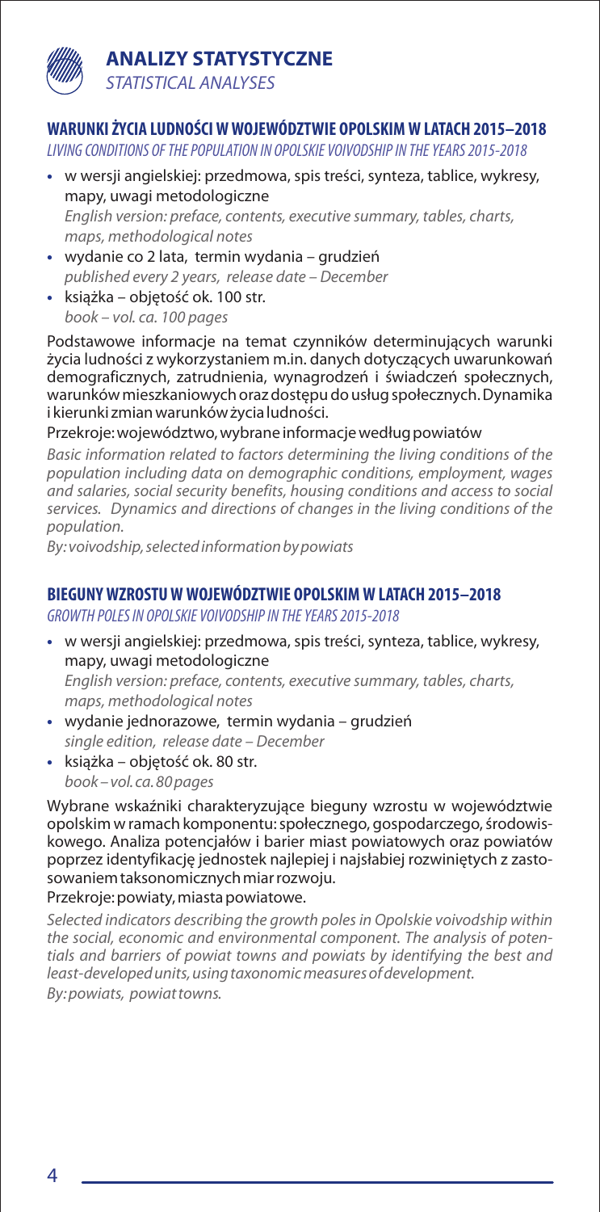# ANALIZY STATYSTYCZNE

*STATISTICAL ANALYSES*

## WARUNKI ŻYCIA LUDNOŚCI W WOJEWÓDZTWIE OPOLSKIM W LATACH 2015–2018

*LIVING CONDITIONS OF THE POPULATION IN OPOLSKIE VOIVODSHIP IN THE YEARS 2015-2018*

- w wersji angielskiej: przedmowa, spis treści, synteza, tablice, wykresy, mapy, uwagi metodologiczne
  *English version: preface, contents, executive summary, tables, charts, maps, methodological notes*
- wydanie co 2 lata, termin wydania – grudzień
  *published every 2 years, release date – December*
- książka – objętość ok. 100 str.
  *book – vol. ca. 100 pages*

Podstawowe informacje na temat czynników determinujących warunki życia ludności z wykorzystaniem m.in. danych dotyczących uwarunkowań demograficznych, zatrudnienia, wynagrodzeń i świadczeń społecznych, warunków mieszkaniowych oraz dostępu do usług społecznych. Dynamika i kierunki zmian warunków życia ludności.

Przekroje: województwo, wybrane informacje według powiatów

*Basic information related to factors determining the living conditions of the population including data on demographic conditions, employment, wages and salaries, social security benefits, housing conditions and access to social services. Dynamics and directions of changes in the living conditions of the population.*

*By: voivodship, selected information by powiats*

## BIEGUNY WZROSTU W WOJEWÓDZTWIE OPOLSKIM W LATACH 2015–2018

*GROWTH POLES IN OPOLSKIE VOIVODSHIP IN THE YEARS 2015-2018*

- w wersji angielskiej: przedmowa, spis treści, synteza, tablice, wykresy, mapy, uwagi metodologiczne
  *English version: preface, contents, executive summary, tables, charts, maps, methodological notes*
- wydanie jednorazowe, termin wydania – grudzień
  *single edition, release date – December*
- książka – objętość ok. 80 str.
  *book – vol. ca. 80 pages*

Wybrane wskaźniki charakteryzujące bieguny wzrostu w województwie opolskim w ramach komponentu: społecznego, gospodarczego, środowiskowego. Analiza potencjałów i barier miast powiatowych oraz powiatów poprzez identyfikację jednostek najlepiej i najsłabiej rozwiniętych z zastosowaniem taksonomicznych miar rozwoju.

Przekroje: powiaty, miasta powiatowe.

*Selected indicators describing the growth poles in Opolskie voivodship within the social, economic and environmental component. The analysis of potentials and barriers of powiat towns and powiats by identifying the best and least-developed units, using taxonomic measures of development.*

*By: powiats, powiat towns.*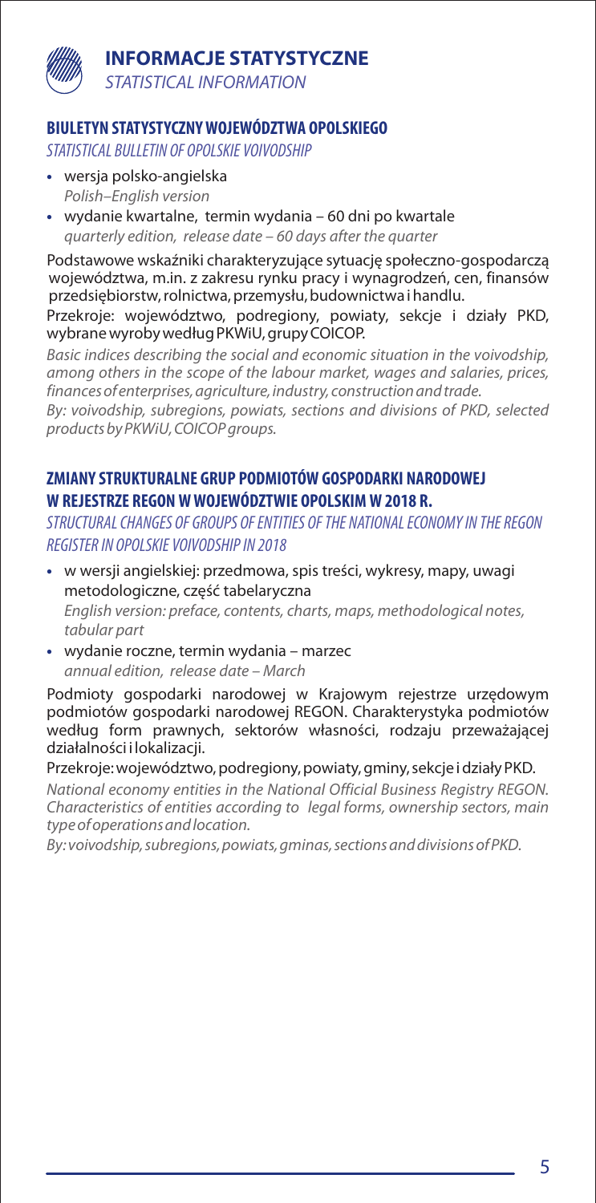# INFORMACJE STATYSTYCZNE

*STATISTICAL INFORMATION*

## BIULETYN STATYSTYCZNY WOJEWÓDZTWA OPOLSKIEGO

*STATISTICAL BULLETIN OF OPOLSKIE VOIVODSHIP*

- wersja polsko-angielska
  *Polish–English version*
- wydanie kwartalne, termin wydania – 60 dni po kwartale
  *quarterly edition, release date – 60 days after the quarter*

Podstawowe wskaźniki charakteryzujące sytuację społeczno-gospodarczą województwa, m.in. z zakresu rynku pracy i wynagrodzeń, cen, finansów przedsiębiorstw, rolnictwa, przemysłu, budownictwa i handlu.

Przekroje: województwo, podregiony, powiaty, sekcje i działy PKD, wybrane wyroby według PKWiU, grupy COICOP.

*Basic indices describing the social and economic situation in the voivodship, among others in the scope of the labour market, wages and salaries, prices, finances of enterprises, agriculture, industry, construction and trade.*

*By: voivodship, subregions, powiats, sections and divisions of PKD, selected products by PKWiU, COICOP groups.*

## ZMIANY STRUKTURALNE GRUP PODMIOTÓW GOSPODARKI NARODOWEJ W REJESTRZE REGON W WOJEWÓDZTWIE OPOLSKIM W 2018 R.

*STRUCTURAL CHANGES OF GROUPS OF ENTITIES OF THE NATIONAL ECONOMY IN THE REGON REGISTER IN OPOLSKIE VOIVODSHIP IN 2018*

- w wersji angielskiej: przedmowa, spis treści, wykresy, mapy, uwagi metodologiczne, część tabelaryczna
  *English version: preface, contents, charts, maps, methodological notes, tabular part*
- wydanie roczne, termin wydania – marzec
  *annual edition, release date – March*

Podmioty gospodarki narodowej w Krajowym rejestrze urzędowym podmiotów gospodarki narodowej REGON. Charakterystyka podmiotów według form prawnych, sektorów własności, rodzaju przeważającej działalności i lokalizacji.

Przekroje: województwo, podregiony, powiaty, gminy, sekcje i działy PKD.

*National economy entities in the National Official Business Registry REGON. Characteristics of entities according to legal forms, ownership sectors, main type of operations and location.*

*By: voivodship, subregions, powiats, gminas, sections and divisions of PKD.*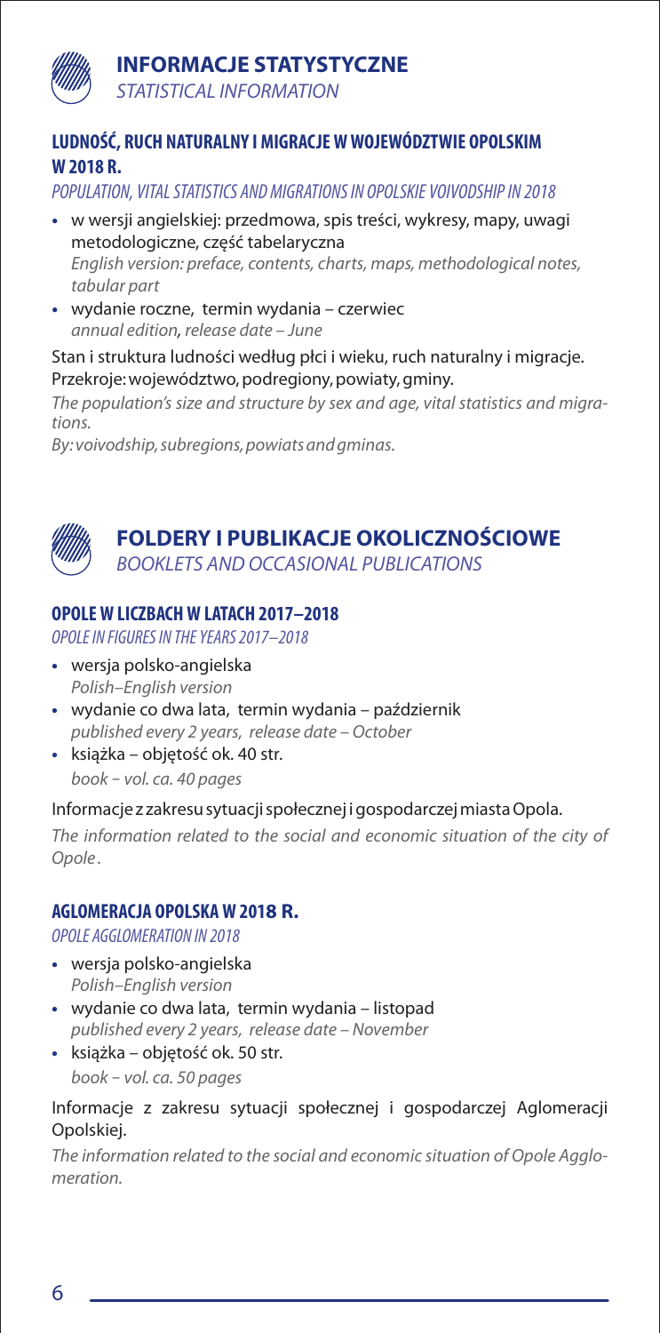## INFORMACJE STATYSTYCZNE

*STATISTICAL INFORMATION*

### LUDNOŚĆ, RUCH NATURALNY I MIGRACJE W WOJEWÓDZTWIE OPOLSKIM W 2018 R.

*POPULATION, VITAL STATISTICS AND MIGRATIONS IN OPOLSKIE VOIVODSHIP IN 2018*

- w wersji angielskiej: przedmowa, spis treści, wykresy, mapy, uwagi metodologiczne, część tabelaryczna
  *English version: preface, contents, charts, maps, methodological notes, tabular part*
- wydanie roczne, termin wydania – czerwiec
  *annual edition, release date – June*

Stan i struktura ludności według płci i wieku, ruch naturalny i migracje. Przekroje: województwo, podregiony, powiaty, gminy.

*The population's size and structure by sex and age, vital statistics and migrations.*

*By: voivodship, subregions, powiats and gminas.*

## FOLDERY I PUBLIKACJE OKOLICZNOŚCIOWE

*BOOKLETS AND OCCASIONAL PUBLICATIONS*

### OPOLE W LICZBACH W LATACH 2017–2018

*OPOLE IN FIGURES IN THE YEARS 2017–2018*

- wersja polsko-angielska
  *Polish–English version*
- wydanie co dwa lata, termin wydania – październik
  *published every 2 years, release date – October*
- książka – objętość ok. 40 str.
  *book – vol. ca. 40 pages*

Informacje z zakresu sytuacji społecznej i gospodarczej miasta Opola.

*The information related to the social and economic situation of the city of Opole.*

### AGLOMERACJA OPOLSKA W 2018 R.

*OPOLE AGGLOMERATION IN 2018*

- wersja polsko-angielska
  *Polish–English version*
- wydanie co dwa lata, termin wydania – listopad
  *published every 2 years, release date – November*
- książka – objętość ok. 50 str.
  *book – vol. ca. 50 pages*

Informacje z zakresu sytuacji społecznej i gospodarczej Aglomeracji Opolskiej.

*The information related to the social and economic situation of Opole Agglomeration.*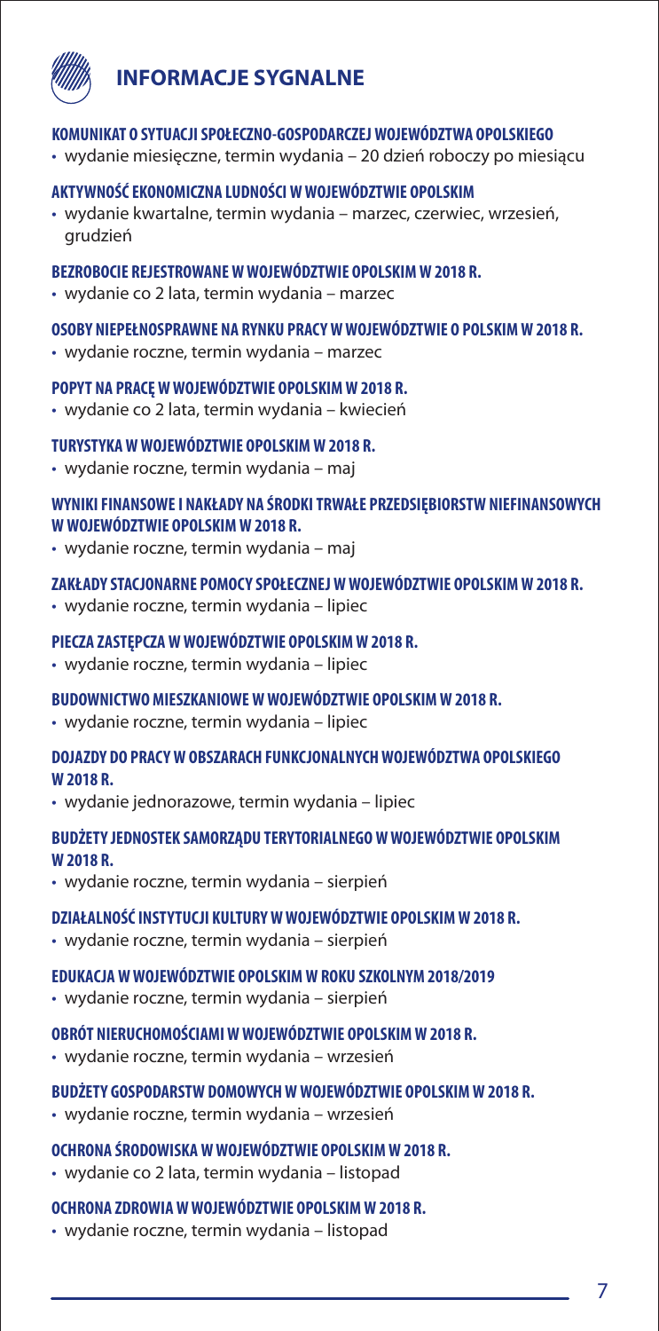# INFORMACJE SYGNALNE

**KOMUNIKAT O SYTUACJI SPOŁECZNO-GOSPODARCZEJ WOJEWÓDZTWA OPOLSKIEGO**

- wydanie miesięczne, termin wydania – 20 dzień roboczy po miesiącu

**AKTYWNOŚĆ EKONOMICZNA LUDNOŚCI W WOJEWÓDZTWIE OPOLSKIM**

- wydanie kwartalne, termin wydania – marzec, czerwiec, wrzesień, grudzień

**BEZROBOCIE REJESTROWANE W WOJEWÓDZTWIE OPOLSKIM W 2018 R.**

- wydanie co 2 lata, termin wydania – marzec

**OSOBY NIEPEŁNOSPRAWNE NA RYNKU PRACY W WOJEWÓDZTWIE O POLSKIM W 2018 R.**

- wydanie roczne, termin wydania – marzec

**POPYT NA PRACĘ W WOJEWÓDZTWIE OPOLSKIM W 2018 R.**

- wydanie co 2 lata, termin wydania – kwiecień

**TURYSTYKA W WOJEWÓDZTWIE OPOLSKIM W 2018 R.**

- wydanie roczne, termin wydania – maj

**WYNIKI FINANSOWE I NAKŁADY NA ŚRODKI TRWAŁE PRZEDSIĘBIORSTW NIEFINANSOWYCH W WOJEWÓDZTWIE OPOLSKIM W 2018 R.**

- wydanie roczne, termin wydania – maj

**ZAKŁADY STACJONARNE POMOCY SPOŁECZNEJ W WOJEWÓDZTWIE OPOLSKIM W 2018 R.**

- wydanie roczne, termin wydania – lipiec

**PIECZA ZASTĘPCZA W WOJEWÓDZTWIE OPOLSKIM W 2018 R.**

- wydanie roczne, termin wydania – lipiec

**BUDOWNICTWO MIESZKANIOWE W WOJEWÓDZTWIE OPOLSKIM W 2018 R.**

- wydanie roczne, termin wydania – lipiec

**DOJAZDY DO PRACY W OBSZARACH FUNKCJONALNYCH WOJEWÓDZTWA OPOLSKIEGO W 2018 R.**

- wydanie jednorazowe, termin wydania – lipiec

**BUDŻETY JEDNOSTEK SAMORZĄDU TERYTORIALNEGO W WOJEWÓDZTWIE OPOLSKIM W 2018 R.**

- wydanie roczne, termin wydania – sierpień

**DZIAŁALNOŚĆ INSTYTUCJI KULTURY W WOJEWÓDZTWIE OPOLSKIM W 2018 R.**

- wydanie roczne, termin wydania – sierpień

**EDUKACJA W WOJEWÓDZTWIE OPOLSKIM W ROKU SZKOLNYM 2018/2019**

- wydanie roczne, termin wydania – sierpień

**OBRÓT NIERUCHOMOŚCIAMI W WOJEWÓDZTWIE OPOLSKIM W 2018 R.**

- wydanie roczne, termin wydania – wrzesień

**BUDŻETY GOSPODARSTW DOMOWYCH W WOJEWÓDZTWIE OPOLSKIM W 2018 R.**

- wydanie roczne, termin wydania – wrzesień

**OCHRONA ŚRODOWISKA W WOJEWÓDZTWIE OPOLSKIM W 2018 R.**

- wydanie co 2 lata, termin wydania – listopad

**OCHRONA ZDROWIA W WOJEWÓDZTWIE OPOLSKIM W 2018 R.**

- wydanie roczne, termin wydania – listopad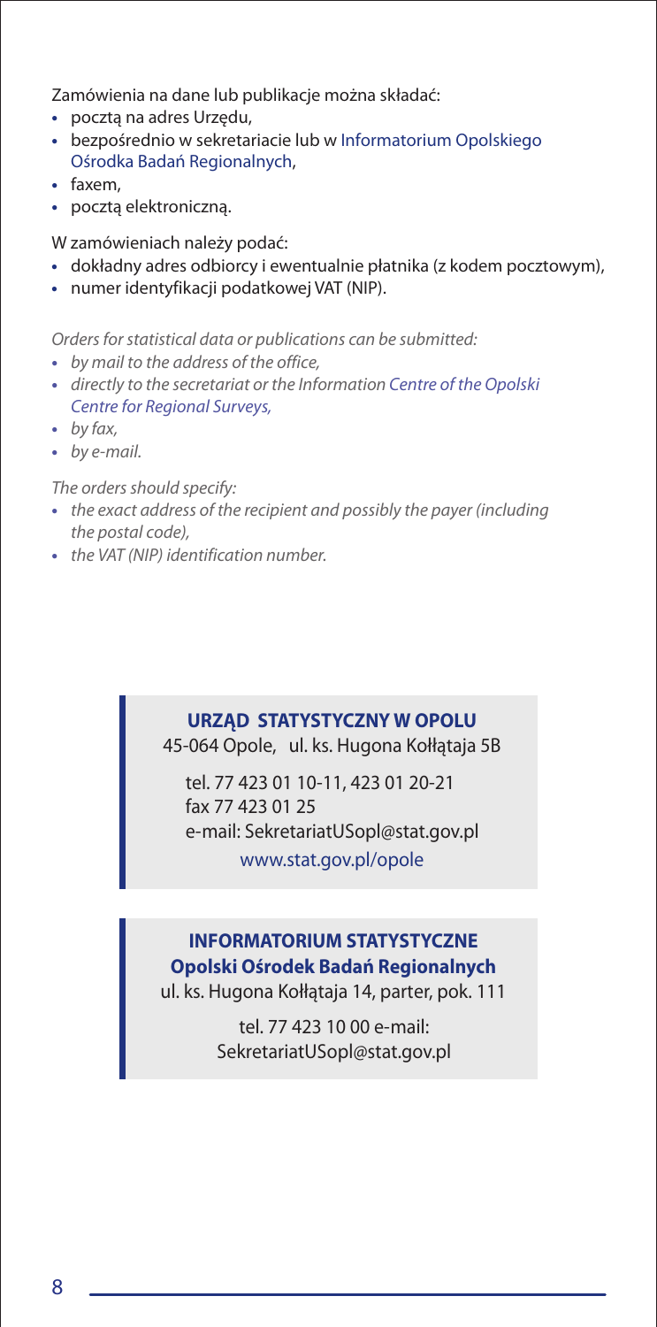Zamówienia na dane lub publikacje można składać:

- pocztą na adres Urzędu,
- bezpośrednio w sekretariacie lub w Informatorium Opolskiego Ośrodka Badań Regionalnych,
- faxem,
- pocztą elektroniczną.

W zamówieniach należy podać:

- dokładny adres odbiorcy i ewentualnie płatnika (z kodem pocztowym),
- numer identyfikacji podatkowej VAT (NIP).

*Orders for statistical data or publications can be submitted:*

- *by mail to the address of the office,*
- *directly to the secretariat or the Information Centre of the Opolski Centre for Regional Surveys,*
- *by fax,*
- *by e-mail.*

*The orders should specify:*

- *the exact address of the recipient and possibly the payer (including the postal code),*
- *the VAT (NIP) identification number.*

**URZĄD STATYSTYCZNY W OPOLU**
45-064 Opole, ul. ks. Hugona Kołłątaja 5B

tel. 77 423 01 10-11, 423 01 20-21
fax 77 423 01 25
e-mail: SekretariatUSopl@stat.gov.pl
www.stat.gov.pl/opole

**INFORMATORIUM STATYSTYCZNE**
**Opolski Ośrodek Badań Regionalnych**
ul. ks. Hugona Kołłątaja 14, parter, pok. 111

tel. 77 423 10 00 e-mail:
SekretariatUSopl@stat.gov.pl